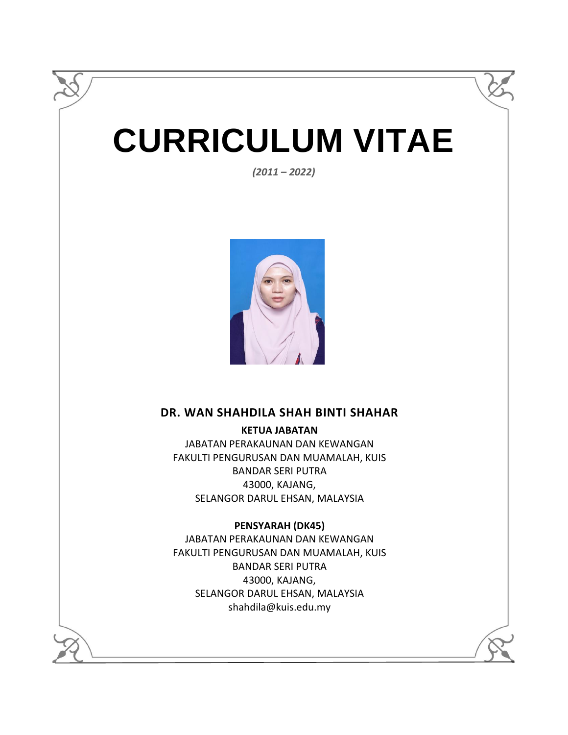# CURRICULUM VITAE

*(2011 – 2022)*

## DR. WAN SHAHDILA SHAH BINTI SHAHAR

**KETUA JABATAN**

JABATAN PERAKAUNAN DAN KEWANGAN
FAKULTI PENGURUSAN DAN MUAMALAH, KUIS
BANDAR SERI PUTRA
43000, KAJANG,
SELANGOR DARUL EHSAN, MALAYSIA

**PENSYARAH (DK45)**

JABATAN PERAKAUNAN DAN KEWANGAN
FAKULTI PENGURUSAN DAN MUAMALAH, KUIS
BANDAR SERI PUTRA
43000, KAJANG,
SELANGOR DARUL EHSAN, MALAYSIA
shahdila@kuis.edu.my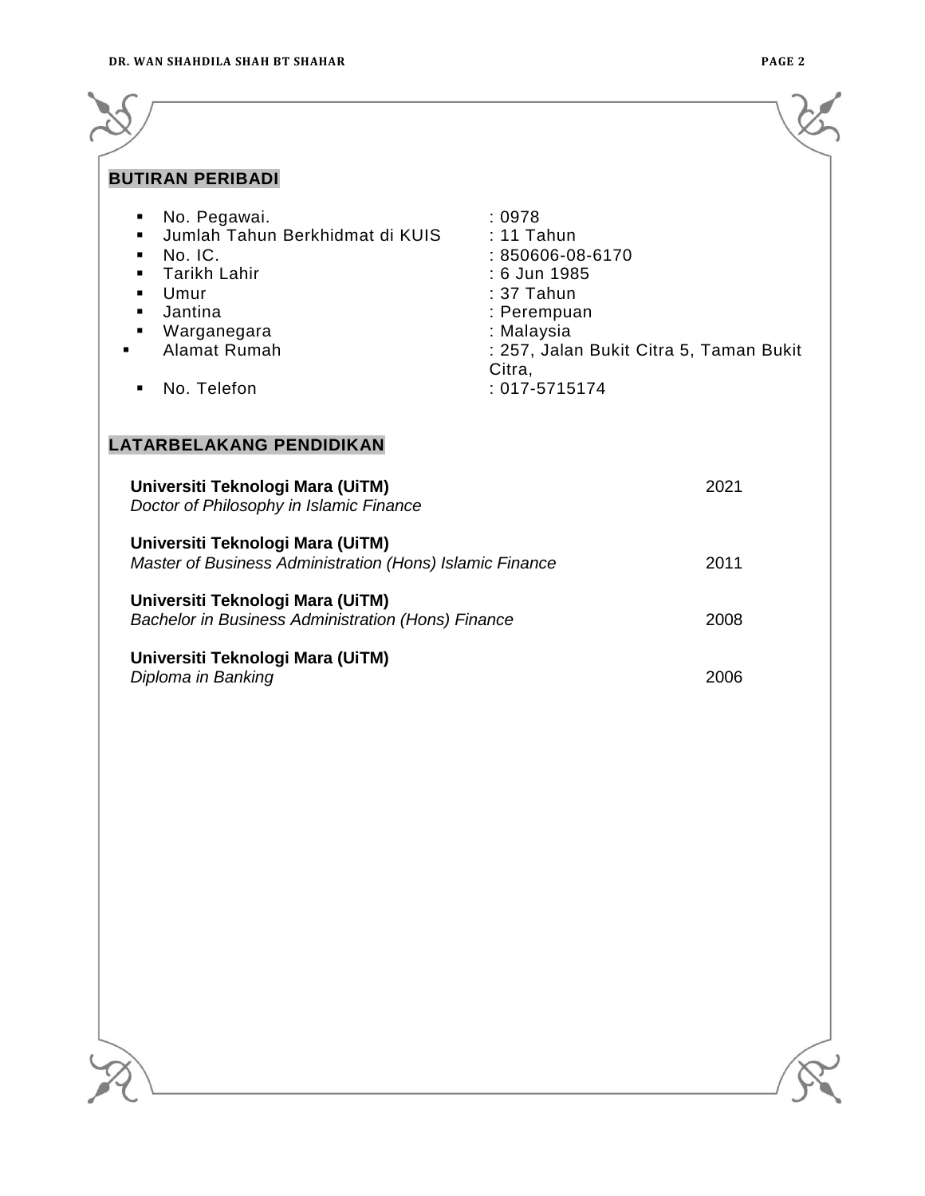## BUTIRAN PERIBADI

- No. Pegawai. : 0978
- Jumlah Tahun Berkhidmat di KUIS : 11 Tahun
- No. IC. : 850606-08-6170
- Tarikh Lahir : 6 Jun 1985
- Umur : 37 Tahun
- Jantina : Perempuan
- Warganegara : Malaysia
- Alamat Rumah : 257, Jalan Bukit Citra 5, Taman Bukit Citra,
- No. Telefon : 017-5715174

## LATARBELAKANG PENDIDIKAN

**Universiti Teknologi Mara (UiTM)** — 2021
*Doctor of Philosophy in Islamic Finance*

**Universiti Teknologi Mara (UiTM)**
*Master of Business Administration (Hons) Islamic Finance* — 2011

**Universiti Teknologi Mara (UiTM)**
*Bachelor in Business Administration (Hons) Finance* — 2008

**Universiti Teknologi Mara (UiTM)**
*Diploma in Banking* — 2006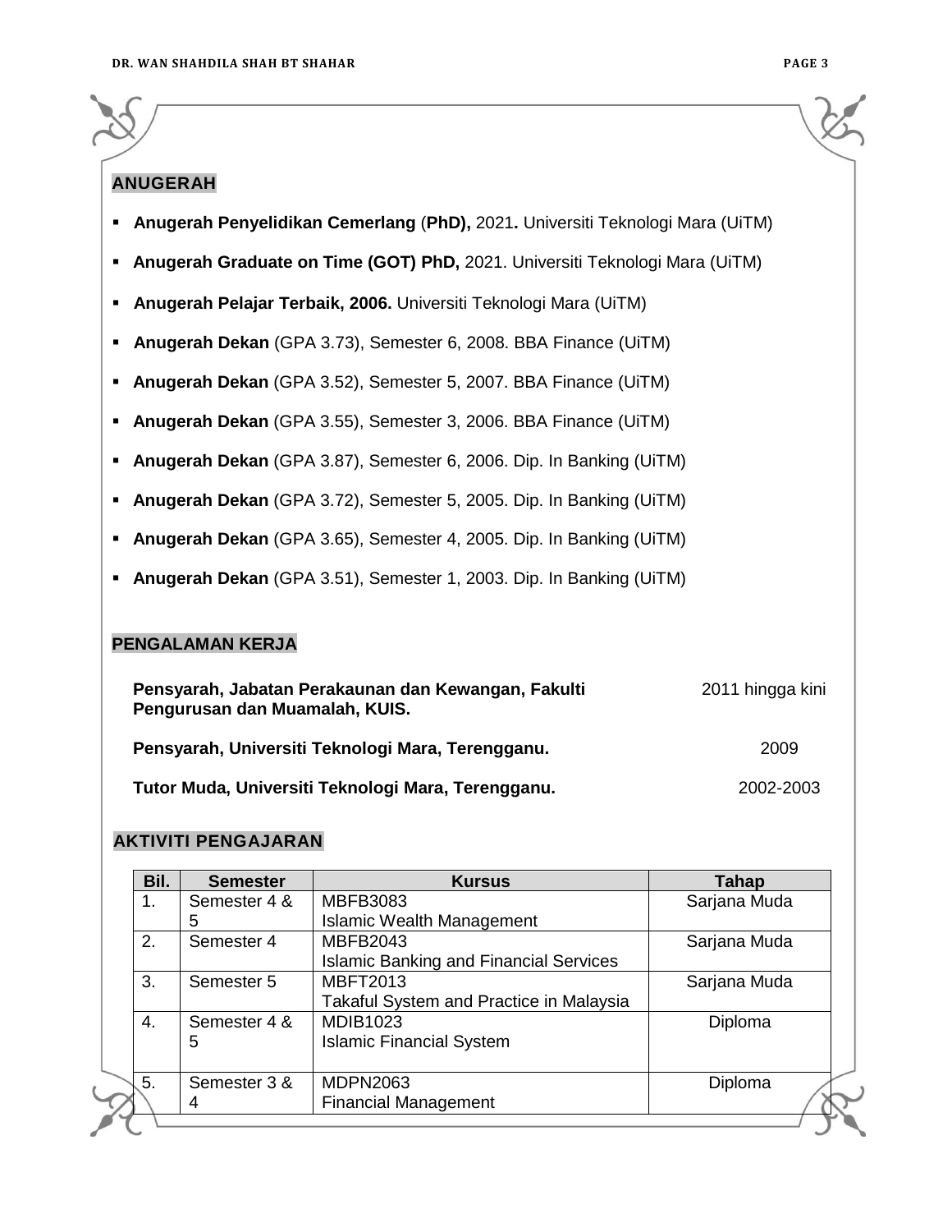## ANUGERAH

- **Anugerah Penyelidikan Cemerlang** (**PhD),** 2021**.** Universiti Teknologi Mara (UiTM)
- **Anugerah Graduate on Time (GOT) PhD,** 2021. Universiti Teknologi Mara (UiTM)
- **Anugerah Pelajar Terbaik, 2006.** Universiti Teknologi Mara (UiTM)
- **Anugerah Dekan** (GPA 3.73), Semester 6, 2008. BBA Finance (UiTM)
- **Anugerah Dekan** (GPA 3.52), Semester 5, 2007. BBA Finance (UiTM)
- **Anugerah Dekan** (GPA 3.55), Semester 3, 2006. BBA Finance (UiTM)
- **Anugerah Dekan** (GPA 3.87), Semester 6, 2006. Dip. In Banking (UiTM)
- **Anugerah Dekan** (GPA 3.72), Semester 5, 2005. Dip. In Banking (UiTM)
- **Anugerah Dekan** (GPA 3.65), Semester 4, 2005. Dip. In Banking (UiTM)
- **Anugerah Dekan** (GPA 3.51), Semester 1, 2003. Dip. In Banking (UiTM)

## PENGALAMAN KERJA

**Pensyarah, Jabatan Perakaunan dan Kewangan, Fakulti Pengurusan dan Muamalah, KUIS.** — 2011 hingga kini

**Pensyarah, Universiti Teknologi Mara, Terengganu.** — 2009

**Tutor Muda, Universiti Teknologi Mara, Terengganu.** — 2002-2003

## AKTIVITI PENGAJARAN

| Bil. | Semester | Kursus | Tahap |
|---|---|---|---|
| 1. | Semester 4 & 5 | MBFB3083 Islamic Wealth Management | Sarjana Muda |
| 2. | Semester 4 | MBFB2043 Islamic Banking and Financial Services | Sarjana Muda |
| 3. | Semester 5 | MBFT2013 Takaful System and Practice in Malaysia | Sarjana Muda |
| 4. | Semester 4 & 5 | MDIB1023 Islamic Financial System | Diploma |
| 5. | Semester 3 & 4 | MDPN2063 Financial Management | Diploma |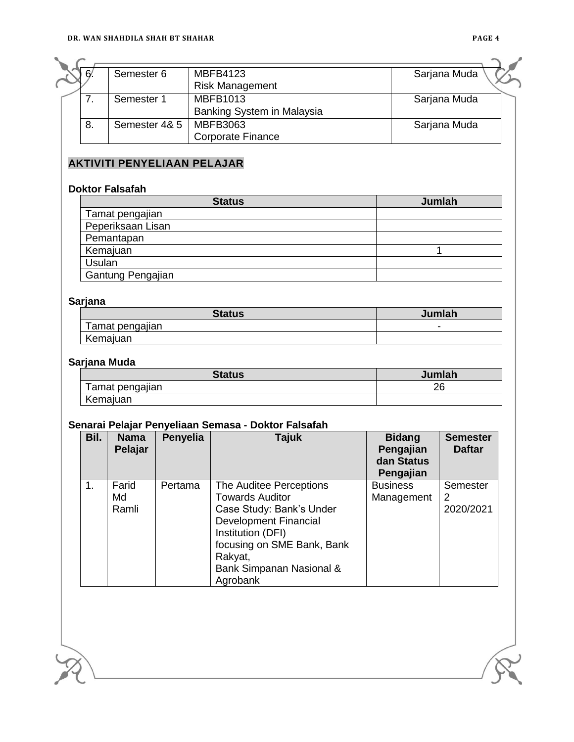| | | | |
|---|---|---|---|
| 6. | Semester 6 | MBFB4123<br>Risk Management | Sarjana Muda |
| 7. | Semester 1 | MBFB1013<br>Banking System in Malaysia | Sarjana Muda |
| 8. | Semester 4& 5 | MBFB3063<br>Corporate Finance | Sarjana Muda |

## AKTIVITI PENYELIAAN PELAJAR

**Doktor Falsafah**

| Status | Jumlah |
|---|---|
| Tamat pengajian | |
| Peperiksaan Lisan | |
| Pemantapan | |
| Kemajuan | 1 |
| Usulan | |
| Gantung Pengajian | |

**Sarjana**

| Status | Jumlah |
|---|---|
| Tamat pengajian | - |
| Kemajuan | |

**Sarjana Muda**

| Status | Jumlah |
|---|---|
| Tamat pengajian | 26 |
| Kemajuan | |

**Senarai Pelajar Penyeliaan Semasa - Doktor Falsafah**

| Bil. | Nama Pelajar | Penyelia | Tajuk | Bidang Pengajian dan Status Pengajian | Semester Daftar |
|---|---|---|---|---|---|
| 1. | Farid Md Ramli | Pertama | The Auditee Perceptions Towards Auditor Case Study: Bank's Under Development Financial Institution (DFI) focusing on SME Bank, Bank Rakyat, Bank Simpanan Nasional & Agrobank | Business Management | Semester 2 2020/2021 |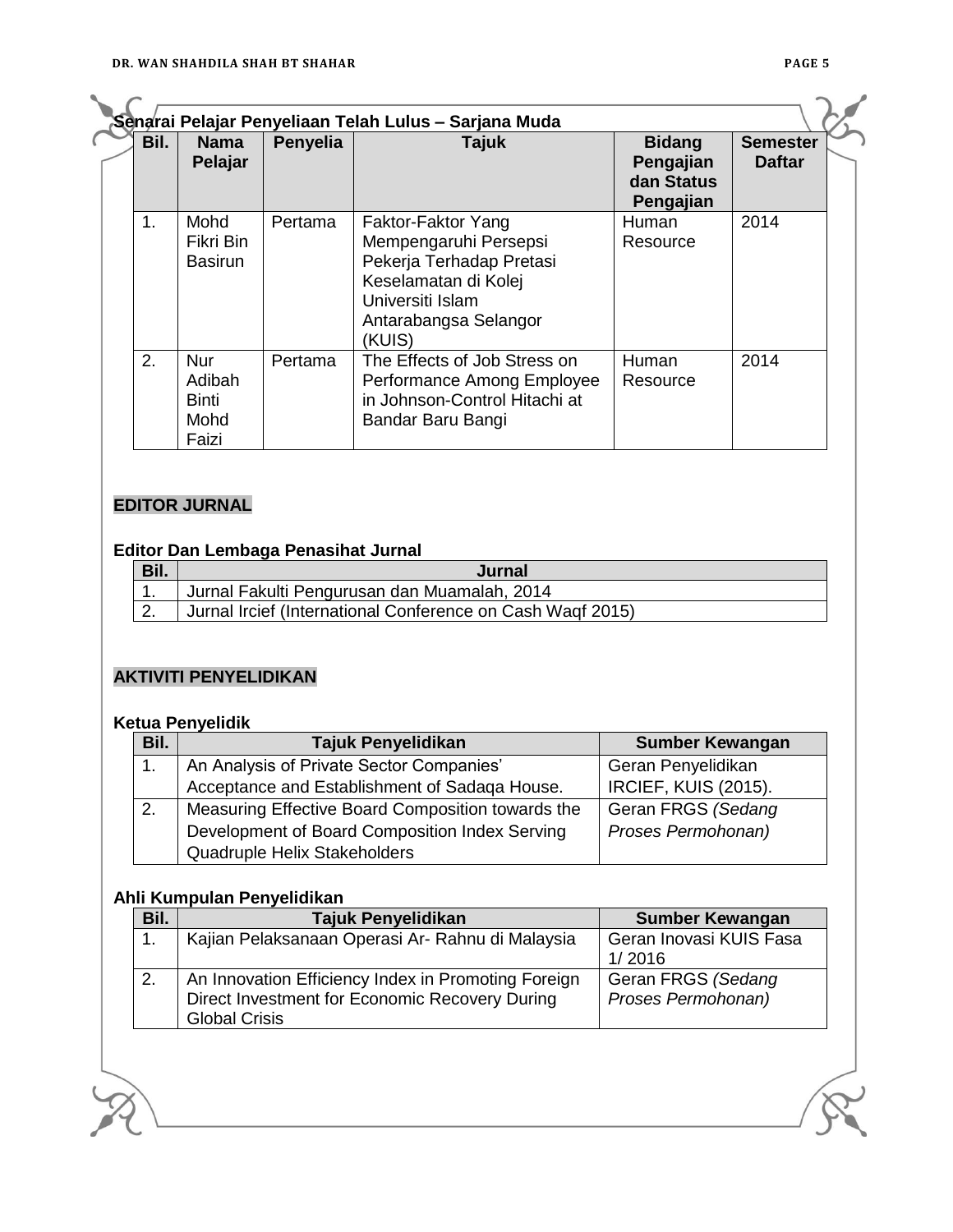**Senarai Pelajar Penyeliaan Telah Lulus – Sarjana Muda**

| Bil. | Nama Pelajar | Penyelia | Tajuk | Bidang Pengajian dan Status Pengajian | Semester Daftar |
|---|---|---|---|---|---|
| 1. | Mohd Fikri Bin Basirun | Pertama | Faktor-Faktor Yang Mempengaruhi Persepsi Pekerja Terhadap Pretasi Keselamatan di Kolej Universiti Islam Antarabangsa Selangor (KUIS) | Human Resource | 2014 |
| 2. | Nur Adibah Binti Mohd Faizi | Pertama | The Effects of Job Stress on Performance Among Employee in Johnson-Control Hitachi at Bandar Baru Bangi | Human Resource | 2014 |

## EDITOR JURNAL

**Editor Dan Lembaga Penasihat Jurnal**

| Bil. | Jurnal |
|---|---|
| 1. | Jurnal Fakulti Pengurusan dan Muamalah, 2014 |
| 2. | Jurnal Ircief (International Conference on Cash Waqf 2015) |

## AKTIVITI PENYELIDIKAN

**Ketua Penyelidik**

| Bil. | Tajuk Penyelidikan | Sumber Kewangan |
|---|---|---|
| 1. | An Analysis of Private Sector Companies' Acceptance and Establishment of Sadaqa House. | Geran Penyelidikan IRCIEF, KUIS (2015). |
| 2. | Measuring Effective Board Composition towards the Development of Board Composition Index Serving Quadruple Helix Stakeholders | Geran FRGS *(Sedang Proses Permohonan)* |

**Ahli Kumpulan Penyelidikan**

| Bil. | Tajuk Penyelidikan | Sumber Kewangan |
|---|---|---|
| 1. | Kajian Pelaksanaan Operasi Ar- Rahnu di Malaysia | Geran Inovasi KUIS Fasa 1/ 2016 |
| 2. | An Innovation Efficiency Index in Promoting Foreign Direct Investment for Economic Recovery During Global Crisis | Geran FRGS *(Sedang Proses Permohonan)* |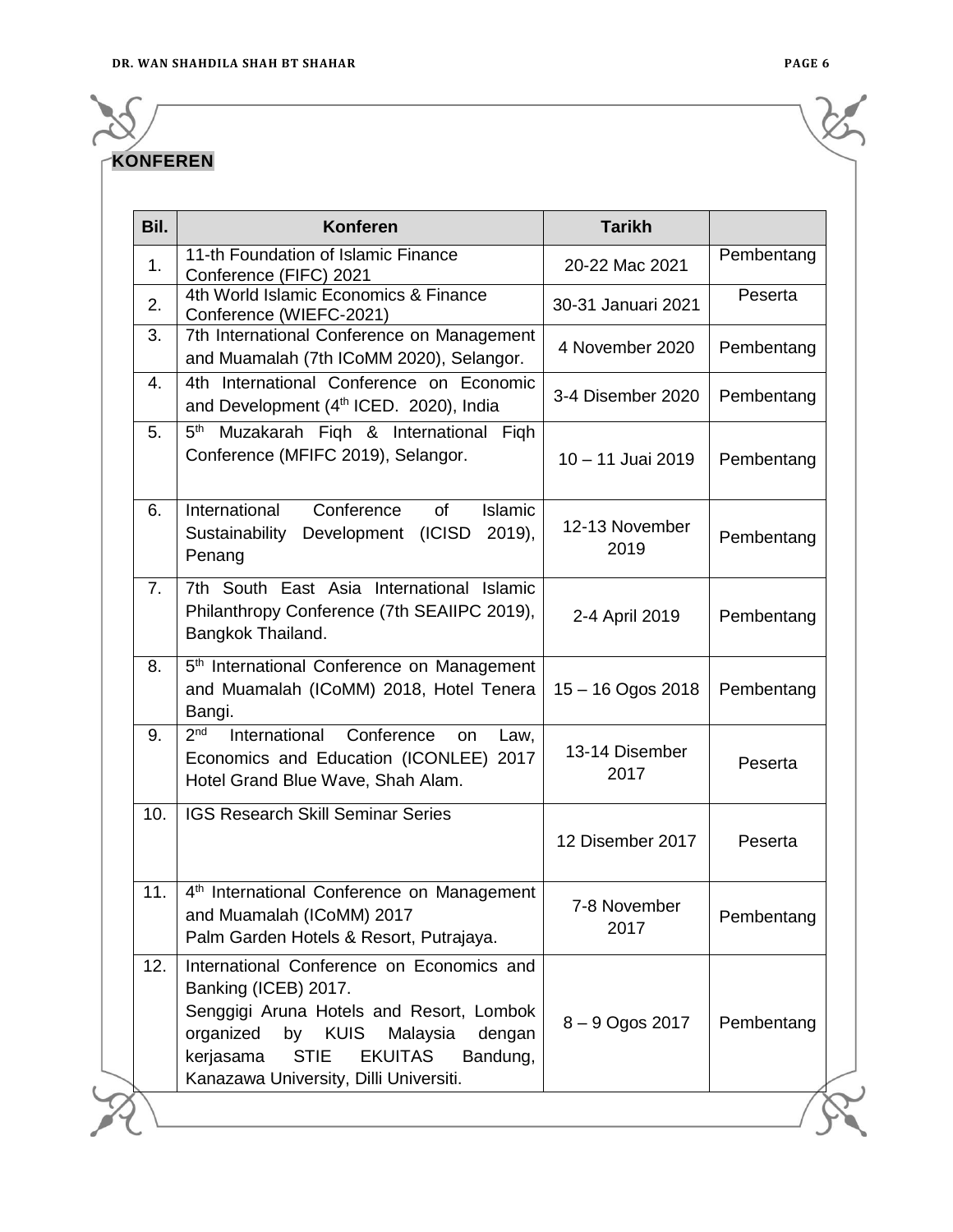## KONFEREN

| Bil. | Konferen | Tarikh | |
|---|---|---|---|
| 1. | 11-th Foundation of Islamic Finance Conference (FIFC) 2021 | 20-22 Mac 2021 | Pembentang |
| 2. | 4th World Islamic Economics & Finance Conference (WIEFC-2021) | 30-31 Januari 2021 | Peserta |
| 3. | 7th International Conference on Management and Muamalah (7th ICoMM 2020), Selangor. | 4 November 2020 | Pembentang |
| 4. | 4th International Conference on Economic and Development (4th ICED. 2020), India | 3-4 Disember 2020 | Pembentang |
| 5. | 5th Muzakarah Fiqh & International Fiqh Conference (MFIFC 2019), Selangor. | 10 – 11 Juai 2019 | Pembentang |
| 6. | International Conference of Islamic Sustainability Development (ICISD 2019), Penang | 12-13 November 2019 | Pembentang |
| 7. | 7th South East Asia International Islamic Philanthropy Conference (7th SEAIIPC 2019), Bangkok Thailand. | 2-4 April 2019 | Pembentang |
| 8. | 5th International Conference on Management and Muamalah (ICoMM) 2018, Hotel Tenera Bangi. | 15 – 16 Ogos 2018 | Pembentang |
| 9. | 2nd International Conference on Law, Economics and Education (ICONLEE) 2017 Hotel Grand Blue Wave, Shah Alam. | 13-14 Disember 2017 | Peserta |
| 10. | IGS Research Skill Seminar Series | 12 Disember 2017 | Peserta |
| 11. | 4th International Conference on Management and Muamalah (ICoMM) 2017 Palm Garden Hotels & Resort, Putrajaya. | 7-8 November 2017 | Pembentang |
| 12. | International Conference on Economics and Banking (ICEB) 2017. Senggigi Aruna Hotels and Resort, Lombok organized by KUIS Malaysia dengan kerjasama STIE EKUITAS Bandung, Kanazawa University, Dilli Universiti. | 8 – 9 Ogos 2017 | Pembentang |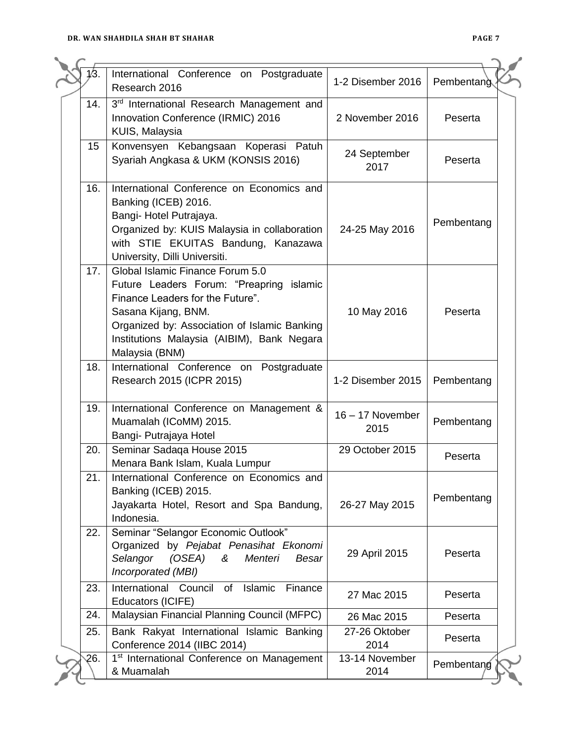| 13. | International Conference on Postgraduate Research 2016 | 1-2 Disember 2016 | Pembentang |
|---|---|---|---|
| 14. | 3rd International Research Management and Innovation Conference (IRMIC) 2016<br>KUIS, Malaysia | 2 November 2016 | Peserta |
| 15 | Konvensyen Kebangsaan Koperasi Patuh Syariah Angkasa & UKM (KONSIS 2016) | 24 September 2017 | Peserta |
| 16. | International Conference on Economics and Banking (ICEB) 2016.<br>Bangi- Hotel Putrajaya.<br>Organized by: KUIS Malaysia in collaboration with STIE EKUITAS Bandung, Kanazawa University, Dilli Universiti. | 24-25 May 2016 | Pembentang |
| 17. | Global Islamic Finance Forum 5.0<br>Future Leaders Forum: "Preapring islamic Finance Leaders for the Future".<br>Sasana Kijang, BNM.<br>Organized by: Association of Islamic Banking Institutions Malaysia (AIBIM), Bank Negara Malaysia (BNM) | 10 May 2016 | Peserta |
| 18. | International Conference on Postgraduate Research 2015 (ICPR 2015) | 1-2 Disember 2015 | Pembentang |
| 19. | International Conference on Management & Muamalah (ICoMM) 2015.<br>Bangi- Putrajaya Hotel | 16 – 17 November 2015 | Pembentang |
| 20. | Seminar Sadaqa House 2015<br>Menara Bank Islam, Kuala Lumpur | 29 October 2015 | Peserta |
| 21. | International Conference on Economics and Banking (ICEB) 2015.<br>Jayakarta Hotel, Resort and Spa Bandung, Indonesia. | 26-27 May 2015 | Pembentang |
| 22. | Seminar "Selangor Economic Outlook"<br>Organized by *Pejabat Penasihat Ekonomi Selangor (OSEA) & Menteri Besar Incorporated (MBI)* | 29 April 2015 | Peserta |
| 23. | International Council of Islamic Finance Educators (ICIFE) | 27 Mac 2015 | Peserta |
| 24. | Malaysian Financial Planning Council (MFPC) | 26 Mac 2015 | Peserta |
| 25. | Bank Rakyat International Islamic Banking Conference 2014 (IIBC 2014) | 27-26 Oktober 2014 | Peserta |
| 26. | 1st International Conference on Management & Muamalah | 13-14 November 2014 | Pembentang |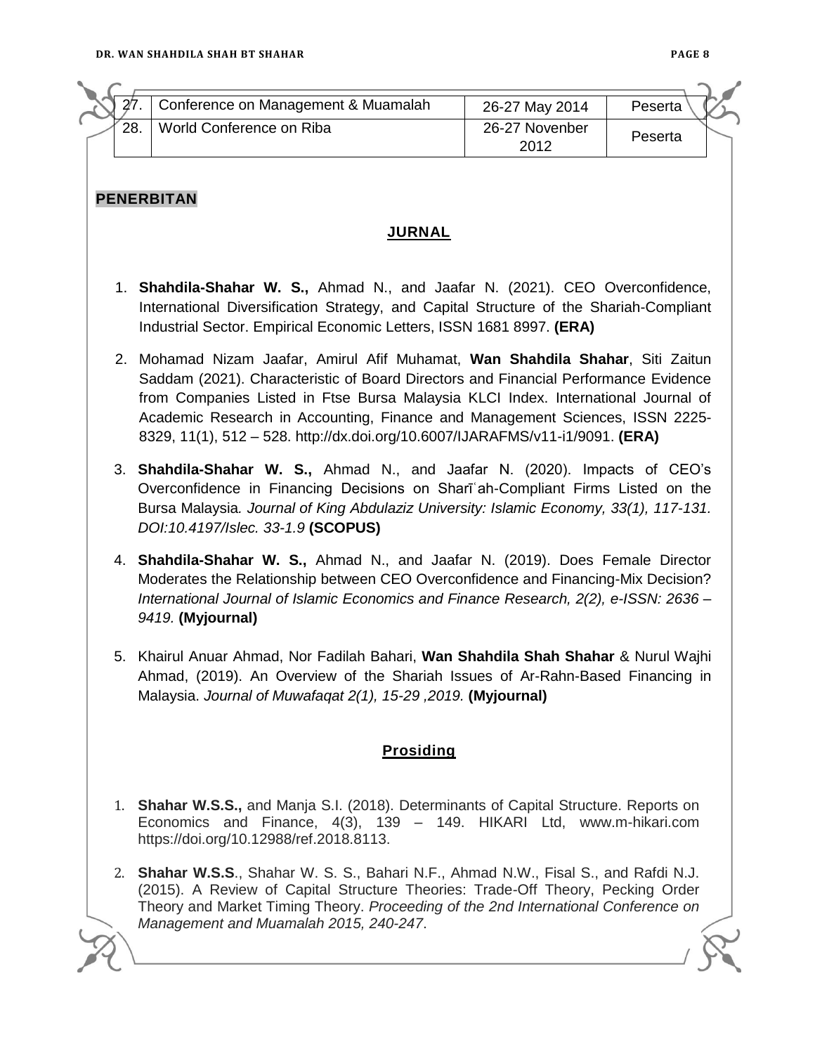| 27. | Conference on Management & Muamalah | 26-27 May 2014 | Peserta |
|---|---|---|---|
| 28. | World Conference on Riba | 26-27 Novenber 2012 | Peserta |

## PENERBITAN

### JURNAL

1. **Shahdila-Shahar W. S.,** Ahmad N., and Jaafar N. (2021). CEO Overconfidence, International Diversification Strategy, and Capital Structure of the Shariah-Compliant Industrial Sector. Empirical Economic Letters, ISSN 1681 8997. **(ERA)**

2. Mohamad Nizam Jaafar, Amirul Afif Muhamat, **Wan Shahdila Shahar**, Siti Zaitun Saddam (2021). Characteristic of Board Directors and Financial Performance Evidence from Companies Listed in Ftse Bursa Malaysia KLCI Index. International Journal of Academic Research in Accounting, Finance and Management Sciences, ISSN 2225-8329, 11(1), 512 – 528. http://dx.doi.org/10.6007/IJARAFMS/v11-i1/9091. **(ERA)**

3. **Shahdila-Shahar W. S.,** Ahmad N., and Jaafar N. (2020). Impacts of CEO's Overconfidence in Financing Decisions on Sharīʿah-Compliant Firms Listed on the Bursa Malaysia. *Journal of King Abdulaziz University: Islamic Economy, 33(1), 117-131. DOI:10.4197/Islec. 33-1.9* **(SCOPUS)**

4. **Shahdila-Shahar W. S.,** Ahmad N., and Jaafar N. (2019). Does Female Director Moderates the Relationship between CEO Overconfidence and Financing-Mix Decision? *International Journal of Islamic Economics and Finance Research, 2(2), e-ISSN: 2636 – 9419.* **(Myjournal)**

5. Khairul Anuar Ahmad, Nor Fadilah Bahari, **Wan Shahdila Shah Shahar** & Nurul Wajhi Ahmad, (2019). An Overview of the Shariah Issues of Ar-Rahn-Based Financing in Malaysia. *Journal of Muwafaqat 2(1), 15-29 ,2019.* **(Myjournal)**

### Prosiding

1. **Shahar W.S.S.,** and Manja S.I. (2018). Determinants of Capital Structure. Reports on Economics and Finance, 4(3), 139 – 149. HIKARI Ltd, www.m-hikari.com https://doi.org/10.12988/ref.2018.8113.

2. **Shahar W.S.S**., Shahar W. S. S., Bahari N.F., Ahmad N.W., Fisal S., and Rafdi N.J. (2015). A Review of Capital Structure Theories: Trade-Off Theory, Pecking Order Theory and Market Timing Theory. *Proceeding of the 2nd International Conference on Management and Muamalah 2015, 240-247*.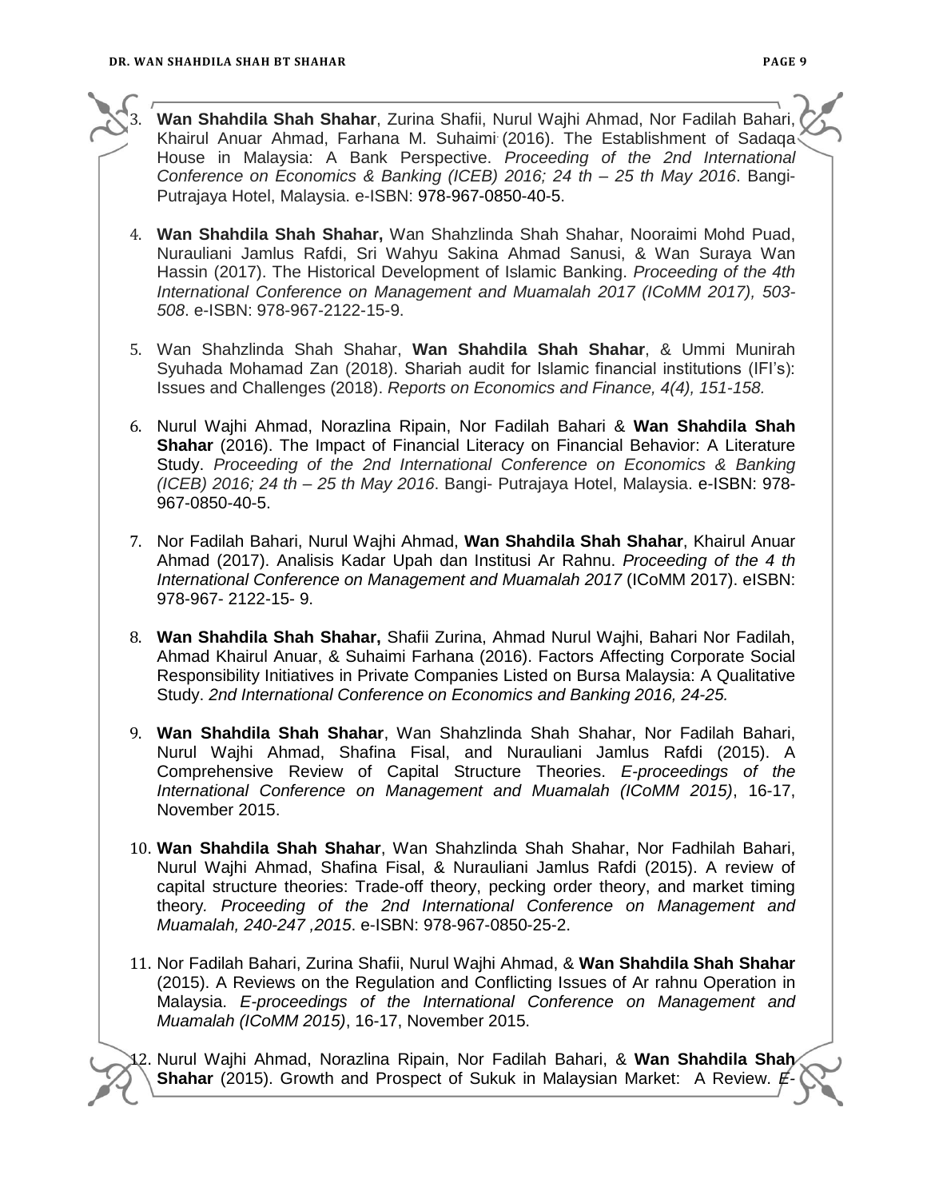3. **Wan Shahdila Shah Shahar**, Zurina Shafii, Nurul Wajhi Ahmad, Nor Fadilah Bahari, Khairul Anuar Ahmad, Farhana M. Suhaimi (2016). The Establishment of Sadaqa House in Malaysia: A Bank Perspective. *Proceeding of the 2nd International Conference on Economics & Banking (ICEB) 2016; 24 th – 25 th May 2016*. Bangi-Putrajaya Hotel, Malaysia. e-ISBN: 978-967-0850-40-5.

4. **Wan Shahdila Shah Shahar,** Wan Shahzlinda Shah Shahar, Nooraimi Mohd Puad, Nurauliani Jamlus Rafdi, Sri Wahyu Sakina Ahmad Sanusi, & Wan Suraya Wan Hassin (2017). The Historical Development of Islamic Banking. *Proceeding of the 4th International Conference on Management and Muamalah 2017 (ICoMM 2017), 503-508*. e-ISBN: 978-967-2122-15-9.

5. Wan Shahzlinda Shah Shahar, **Wan Shahdila Shah Shahar**, & Ummi Munirah Syuhada Mohamad Zan (2018). Shariah audit for Islamic financial institutions (IFI's): Issues and Challenges (2018). *Reports on Economics and Finance, 4(4), 151-158.*

6. Nurul Wajhi Ahmad, Norazlina Ripain, Nor Fadilah Bahari & **Wan Shahdila Shah Shahar** (2016). The Impact of Financial Literacy on Financial Behavior: A Literature Study. *Proceeding of the 2nd International Conference on Economics & Banking (ICEB) 2016; 24 th – 25 th May 2016*. Bangi- Putrajaya Hotel, Malaysia. e-ISBN: 978-967-0850-40-5.

7. Nor Fadilah Bahari, Nurul Wajhi Ahmad, **Wan Shahdila Shah Shahar**, Khairul Anuar Ahmad (2017). Analisis Kadar Upah dan Institusi Ar Rahnu. *Proceeding of the 4 th International Conference on Management and Muamalah 2017* (ICoMM 2017). eISBN: 978-967- 2122-15- 9.

8. **Wan Shahdila Shah Shahar,** Shafii Zurina, Ahmad Nurul Wajhi, Bahari Nor Fadilah, Ahmad Khairul Anuar, & Suhaimi Farhana (2016). Factors Affecting Corporate Social Responsibility Initiatives in Private Companies Listed on Bursa Malaysia: A Qualitative Study. *2nd International Conference on Economics and Banking 2016, 24-25.*

9. **Wan Shahdila Shah Shahar**, Wan Shahzlinda Shah Shahar, Nor Fadilah Bahari, Nurul Wajhi Ahmad, Shafina Fisal, and Nurauliani Jamlus Rafdi (2015). A Comprehensive Review of Capital Structure Theories. *E-proceedings of the International Conference on Management and Muamalah (ICoMM 2015)*, 16-17, November 2015.

10. **Wan Shahdila Shah Shahar**, Wan Shahzlinda Shah Shahar, Nor Fadhilah Bahari, Nurul Wajhi Ahmad, Shafina Fisal, & Nurauliani Jamlus Rafdi (2015). A review of capital structure theories: Trade-off theory, pecking order theory, and market timing theory. *Proceeding of the 2nd International Conference on Management and Muamalah, 240-247 ,2015*. e-ISBN: 978-967-0850-25-2.

11. Nor Fadilah Bahari, Zurina Shafii, Nurul Wajhi Ahmad, & **Wan Shahdila Shah Shahar** (2015). A Reviews on the Regulation and Conflicting Issues of Ar rahnu Operation in Malaysia. *E-proceedings of the International Conference on Management and Muamalah (ICoMM 2015)*, 16-17, November 2015.

12. Nurul Wajhi Ahmad, Norazlina Ripain, Nor Fadilah Bahari, & **Wan Shahdila Shah Shahar** (2015). Growth and Prospect of Sukuk in Malaysian Market: A Review. *E-*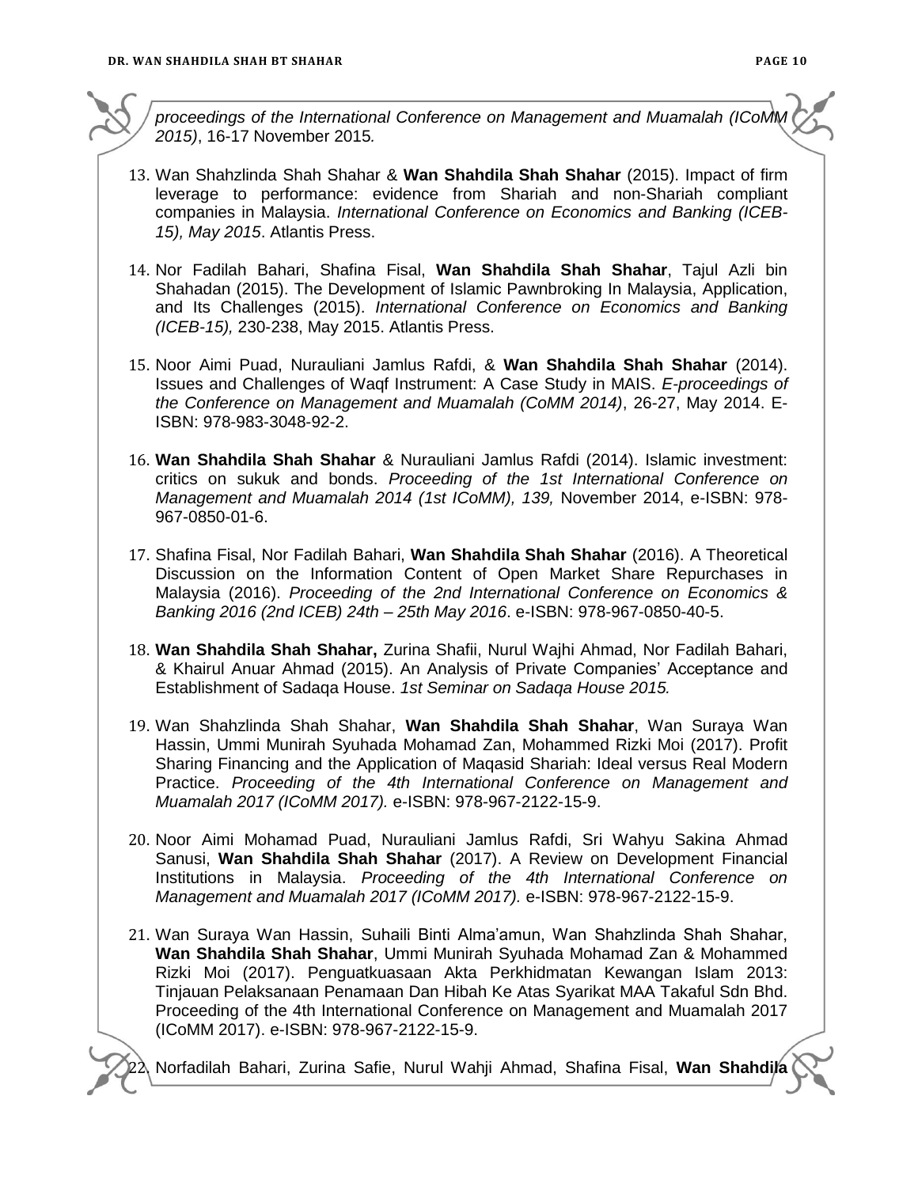*proceedings of the International Conference on Management and Muamalah (ICoMM 2015)*, 16-17 November 2015*.*

13. Wan Shahzlinda Shah Shahar & **Wan Shahdila Shah Shahar** (2015). Impact of firm leverage to performance: evidence from Shariah and non-Shariah compliant companies in Malaysia. *International Conference on Economics and Banking (ICEB-15), May 2015*. Atlantis Press.

14. Nor Fadilah Bahari, Shafina Fisal, **Wan Shahdila Shah Shahar**, Tajul Azli bin Shahadan (2015). The Development of Islamic Pawnbroking In Malaysia, Application, and Its Challenges (2015). *International Conference on Economics and Banking (ICEB-15),* 230-238, May 2015. Atlantis Press.

15. Noor Aimi Puad, Nurauliani Jamlus Rafdi, & **Wan Shahdila Shah Shahar** (2014). Issues and Challenges of Waqf Instrument: A Case Study in MAIS. *E-proceedings of the Conference on Management and Muamalah (CoMM 2014)*, 26-27, May 2014. E-ISBN: 978-983-3048-92-2.

16. **Wan Shahdila Shah Shahar** & Nurauliani Jamlus Rafdi (2014). Islamic investment: critics on sukuk and bonds. *Proceeding of the 1st International Conference on Management and Muamalah 2014 (1st ICoMM), 139,* November 2014, e-ISBN: 978-967-0850-01-6.

17. Shafina Fisal, Nor Fadilah Bahari, **Wan Shahdila Shah Shahar** (2016). A Theoretical Discussion on the Information Content of Open Market Share Repurchases in Malaysia (2016). *Proceeding of the 2nd International Conference on Economics & Banking 2016 (2nd ICEB) 24th – 25th May 2016*. e-ISBN: 978-967-0850-40-5.

18. **Wan Shahdila Shah Shahar,** Zurina Shafii, Nurul Wajhi Ahmad, Nor Fadilah Bahari, & Khairul Anuar Ahmad (2015). An Analysis of Private Companies' Acceptance and Establishment of Sadaqa House. *1st Seminar on Sadaqa House 2015.*

19. Wan Shahzlinda Shah Shahar, **Wan Shahdila Shah Shahar**, Wan Suraya Wan Hassin, Ummi Munirah Syuhada Mohamad Zan, Mohammed Rizki Moi (2017). Profit Sharing Financing and the Application of Maqasid Shariah: Ideal versus Real Modern Practice. *Proceeding of the 4th International Conference on Management and Muamalah 2017 (ICoMM 2017).* e-ISBN: 978-967-2122-15-9.

20. Noor Aimi Mohamad Puad, Nurauliani Jamlus Rafdi, Sri Wahyu Sakina Ahmad Sanusi, **Wan Shahdila Shah Shahar** (2017). A Review on Development Financial Institutions in Malaysia. *Proceeding of the 4th International Conference on Management and Muamalah 2017 (ICoMM 2017).* e-ISBN: 978-967-2122-15-9.

21. Wan Suraya Wan Hassin, Suhaili Binti Alma'amun, Wan Shahzlinda Shah Shahar, **Wan Shahdila Shah Shahar**, Ummi Munirah Syuhada Mohamad Zan & Mohammed Rizki Moi (2017). Penguatkuasaan Akta Perkhidmatan Kewangan Islam 2013: Tinjauan Pelaksanaan Penamaan Dan Hibah Ke Atas Syarikat MAA Takaful Sdn Bhd. Proceeding of the 4th International Conference on Management and Muamalah 2017 (ICoMM 2017). e-ISBN: 978-967-2122-15-9.

22. Norfadilah Bahari, Zurina Safie, Nurul Wahji Ahmad, Shafina Fisal, **Wan Shahdila**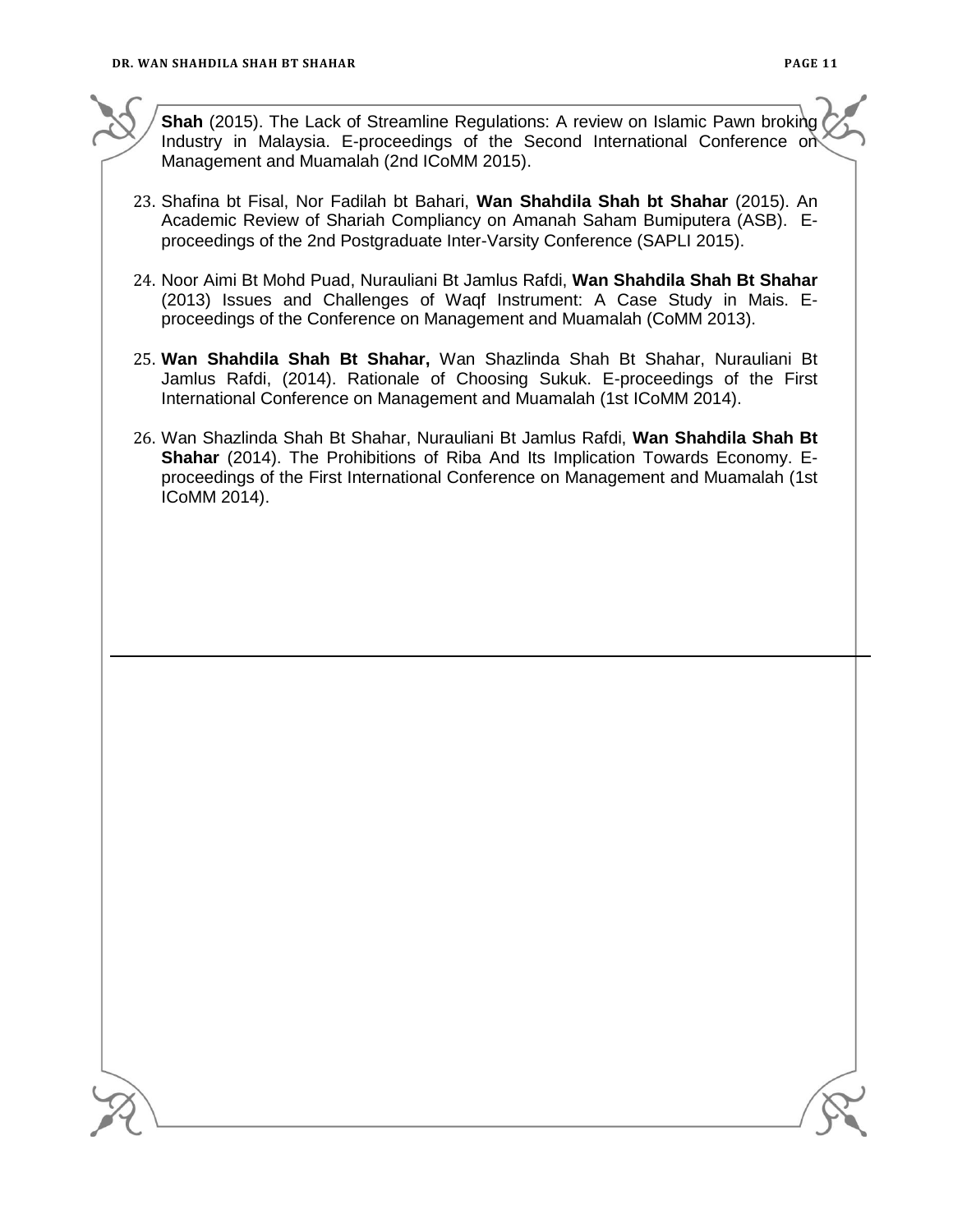**Shah** (2015). The Lack of Streamline Regulations: A review on Islamic Pawn broking Industry in Malaysia. E-proceedings of the Second International Conference on Management and Muamalah (2nd ICoMM 2015).

23. Shafina bt Fisal, Nor Fadilah bt Bahari, **Wan Shahdila Shah bt Shahar** (2015). An Academic Review of Shariah Compliancy on Amanah Saham Bumiputera (ASB). E-proceedings of the 2nd Postgraduate Inter-Varsity Conference (SAPLI 2015).

24. Noor Aimi Bt Mohd Puad, Nurauliani Bt Jamlus Rafdi, **Wan Shahdila Shah Bt Shahar** (2013) Issues and Challenges of Waqf Instrument: A Case Study in Mais. E-proceedings of the Conference on Management and Muamalah (CoMM 2013).

25. **Wan Shahdila Shah Bt Shahar,** Wan Shazlinda Shah Bt Shahar, Nurauliani Bt Jamlus Rafdi, (2014). Rationale of Choosing Sukuk. E-proceedings of the First International Conference on Management and Muamalah (1st ICoMM 2014).

26. Wan Shazlinda Shah Bt Shahar, Nurauliani Bt Jamlus Rafdi, **Wan Shahdila Shah Bt Shahar** (2014). The Prohibitions of Riba And Its Implication Towards Economy. E-proceedings of the First International Conference on Management and Muamalah (1st ICoMM 2014).